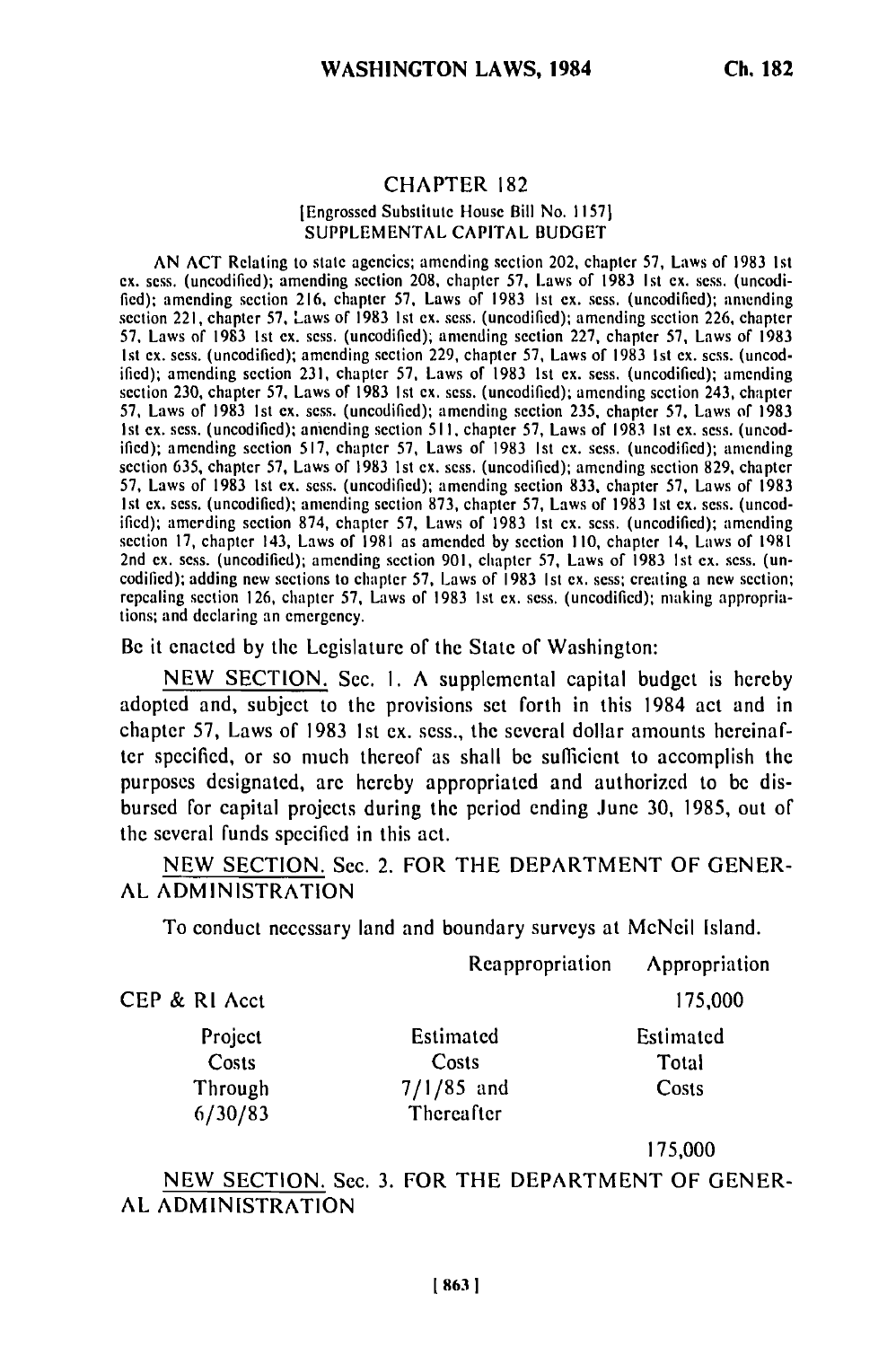## CHAPTER 182

[Engrossed Substitute House Bill No. 1157]

SUPPLEMENTAL CAPITAL BUDGET

AN ACT Relating to state agencies; amending section 202, chapter 57, Laws of 1983 1st ex. sess. (uncodified); amending section 208, chapter 57, Laws of 1983 1st ex. sess. (uncodified); amending section 216, chapter 57, Laws of 1983 1st ex. sess. (uncodified); amending section 221, chapter 57, Laws of 1983 1st ex. sess. (uncodified); amending section 226, chapter 57, Laws of 1983 1st ex. sess. (uncodified); amending section 227, chapter 57, Laws of 1983 1st ex. sess. (uncodified); amending section 229, chapter 57, Laws of 1983 1st ex. sess. (uncodified); amending section 231, chapter 57, Laws of 1983 1st ex. sess. (uncodified); amending section 230, chapter 57, Laws of 1983 1st ex. sess. (uncodified); amending section 243, chapter 57, Laws of 1983 1st ex. sess. (uncodified); amending section 235, chapter 57, Laws of 1983 1st ex. sess. (uncodified); amending section 511, chapter 57, Laws of 1983 1st ex. sess. (uncodified); amending section 517, chapter 57, Laws of 1983 1st ex. sess. (uncodified); amending section 635, chapter 57, Laws of 1983 1st ex. sess. (uncodified); amending section 829, chapter 57, Laws of 1983 1st ex. sess. (uncodified); amending section 833, chapter 57, Laws of 1983 1st ex. sess. (uncodified); amending section 873, chapter 57, Laws of 1983 1st ex. sess. (uncodified); amending section 874, chapter 57, Laws of 1983 1st ex. sess. (uncodified); amending section 17, chapter 143, Laws of 1981 as amended by section 110, chapter 14, Laws of 1981 2nd ex. sess. (uncodified); amending section 901, chapter 57, Laws of 1983 1st ex. sess. (uncodified); adding new sections to chapter 57, Laws of 1983 1st ex. sess; creating a new section; repealing section 126, chapter 57, Laws of 1983 1st ex. sess. (uncodified); making appropriations; and declaring an emergency.

Be it enacted by the Legislature of the State of Washington:

NEW SECTION. Sec. 1. A supplemental capital budget is hereby adopted and, subject to the provisions set forth in this 1984 act and in chapter 57, Laws of 1983 1st ex. sess., the several dollar amounts hereinafter specified, or so much thereof as shall be sufficient to accomplish the purposes designated, are hereby appropriated and authorized to be disbursed for capital projects during the period ending June 30, 1985, out of the several funds specified in this act.

NEW SECTION. Sec. 2. FOR THE DEPARTMENT OF GENERAL ADMINISTRATION

To conduct necessary land and boundary surveys at McNeil Island.

| | Reappropriation | Appropriation |
|---|---|---|
| CEP & RI Acct | | 175,000 |
| Project Costs Through 6/30/83 | Estimated Costs 7/1/85 and Thereafter | Estimated Total Costs |
| | | 175,000 |

NEW SECTION. Sec. 3. FOR THE DEPARTMENT OF GENERAL ADMINISTRATION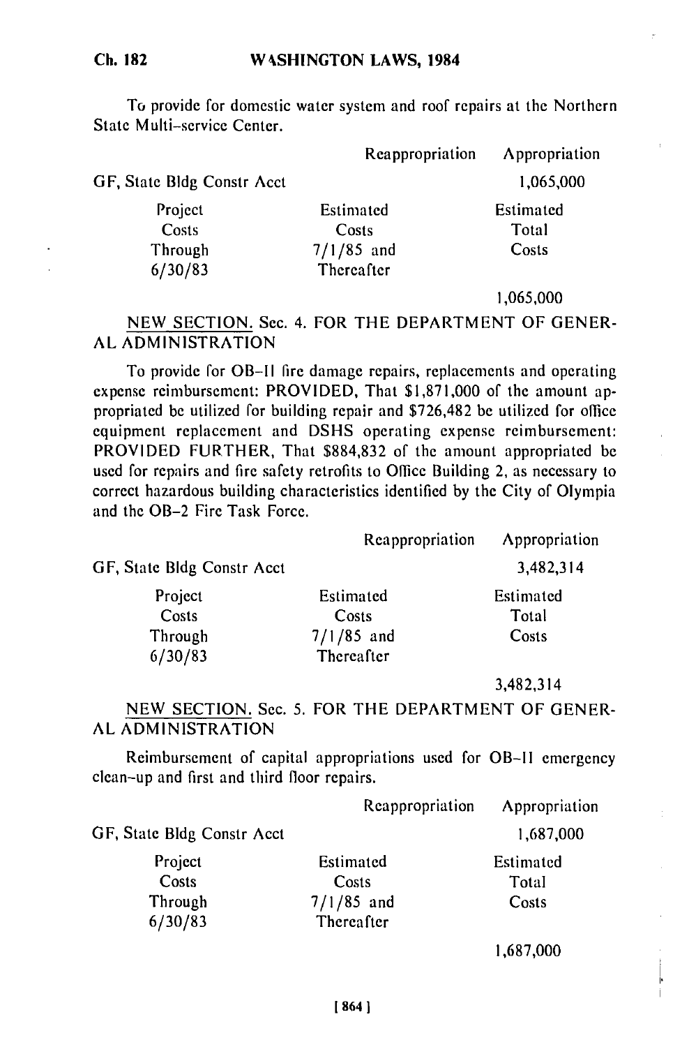To provide for domestic water system and roof repairs at the Northern State Multi-service Center.

| | Reappropriation | Appropriation |
|---|---|---|
| GF, State Bldg Constr Acct | | 1,065,000 |
| Project Costs Through 6/30/83 | Estimated Costs 7/1/85 and Thereafter | Estimated Total Costs |
| | | 1,065,000 |

NEW SECTION. Sec. 4. FOR THE DEPARTMENT OF GENERAL ADMINISTRATION

To provide for OB-II fire damage repairs, replacements and operating expense reimbursement: PROVIDED, That $1,871,000 of the amount appropriated be utilized for building repair and $726,482 be utilized for office equipment replacement and DSHS operating expense reimbursement: PROVIDED FURTHER, That $884,832 of the amount appropriated be used for repairs and fire safety retrofits to Office Building 2, as necessary to correct hazardous building characteristics identified by the City of Olympia and the OB-2 Fire Task Force.

| | Reappropriation | Appropriation |
|---|---|---|
| GF, State Bldg Constr Acct | | 3,482,314 |
| Project Costs Through 6/30/83 | Estimated Costs 7/1/85 and Thereafter | Estimated Total Costs |
| | | 3,482,314 |

NEW SECTION. Sec. 5. FOR THE DEPARTMENT OF GENERAL ADMINISTRATION

Reimbursement of capital appropriations used for OB-II emergency clean-up and first and third floor repairs.

| | Reappropriation | Appropriation |
|---|---|---|
| GF, State Bldg Constr Acct | | 1,687,000 |
| Project Costs Through 6/30/83 | Estimated Costs 7/1/85 and Thereafter | Estimated Total Costs |
| | | 1,687,000 |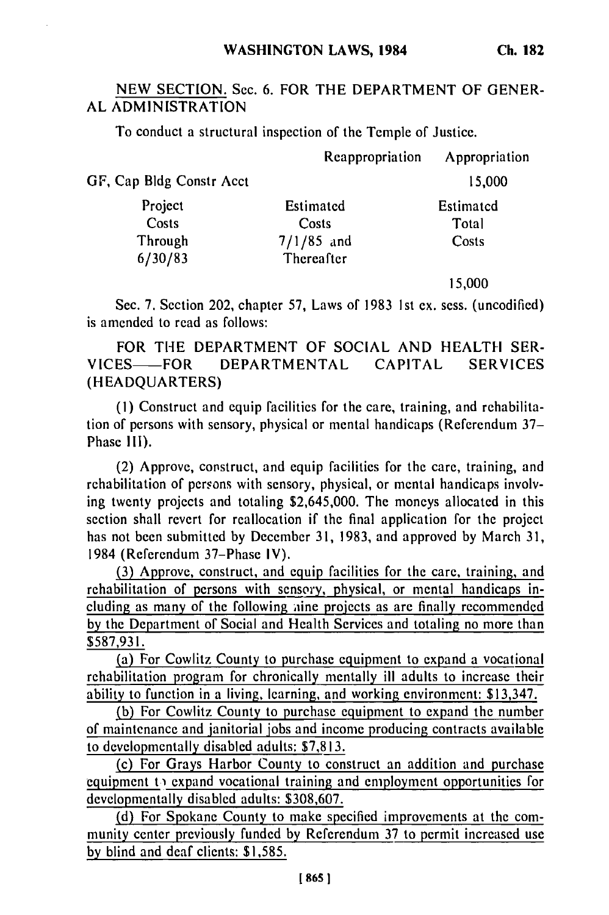NEW SECTION. Sec. 6. FOR THE DEPARTMENT OF GENERAL ADMINISTRATION

To conduct a structural inspection of the Temple of Justice.

| | Reappropriation | Appropriation |
|---|---|---|
| GF, Cap Bldg Constr Acct | | 15,000 |

| Project Costs Through 6/30/83 | Estimated Costs 7/1/85 and Thereafter | Estimated Total Costs |
|---|---|---|
| | | 15,000 |

Sec. 7. Section 202, chapter 57, Laws of 1983 1st ex. sess. (uncodified) is amended to read as follows:

FOR THE DEPARTMENT OF SOCIAL AND HEALTH SERVICES—FOR DEPARTMENTAL CAPITAL SERVICES (HEADQUARTERS)

(1) Construct and equip facilities for the care, training, and rehabilitation of persons with sensory, physical or mental handicaps (Referendum 37–Phase III).

(2) Approve, construct, and equip facilities for the care, training, and rehabilitation of persons with sensory, physical, or mental handicaps involving twenty projects and totaling $2,645,000. The moneys allocated in this section shall revert for reallocation if the final application for the project has not been submitted by December 31, 1983, and approved by March 31, 1984 (Referendum 37–Phase IV).

<u>(3) Approve, construct, and equip facilities for the care, training, and rehabilitation of persons with sensory, physical, or mental handicaps including as many of the following nine projects as are finally recommended by the Department of Social and Health Services and totaling no more than $587,931.</u>

<u>(a) For Cowlitz County to purchase equipment to expand a vocational rehabilitation program for chronically mentally ill adults to increase their ability to function in a living, learning, and working environment: $13,347.</u>

<u>(b) For Cowlitz County to purchase equipment to expand the number of maintenance and janitorial jobs and income producing contracts available to developmentally disabled adults: $7,813.</u>

<u>(c) For Grays Harbor County to construct an addition and purchase equipment to expand vocational training and employment opportunities for developmentally disabled adults: $308,607.</u>

<u>(d) For Spokane County to make specified improvements at the community center previously funded by Referendum 37 to permit increased use by blind and deaf clients: $1,585.</u>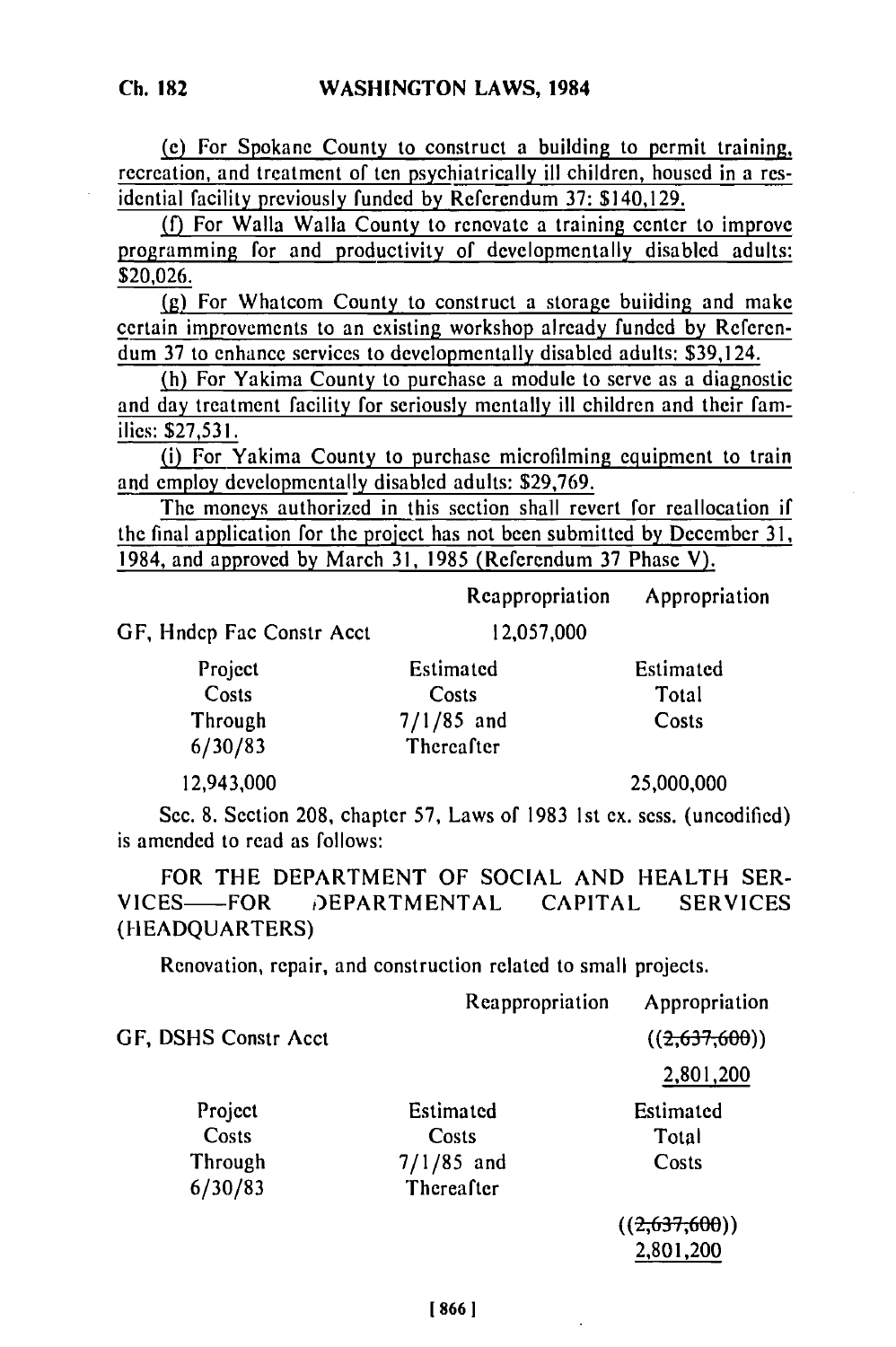(e) For Spokane County to construct a building to permit training, recreation, and treatment of ten psychiatrically ill children, housed in a residential facility previously funded by Referendum 37: $140,129.

(f) For Walla Walla County to renovate a training center to improve programming for and productivity of developmentally disabled adults: $20,026.

(g) For Whatcom County to construct a storage building and make certain improvements to an existing workshop already funded by Referendum 37 to enhance services to developmentally disabled adults: $39,124.

(h) For Yakima County to purchase a module to serve as a diagnostic and day treatment facility for seriously mentally ill children and their families: $27,531.

(i) For Yakima County to purchase microfilming equipment to train and employ developmentally disabled adults: $29,769.

The moneys authorized in this section shall revert for reallocation if the final application for the project has not been submitted by December 31, 1984, and approved by March 31, 1985 (Referendum 37 Phase V).

| | Reappropriation | Appropriation |
|---|---|---|
| GF, Hndcp Fac Constr Acct | 12,057,000 | |
| Project Costs Through 6/30/83 | Estimated Costs 7/1/85 and Thereafter | Estimated Total Costs |
| 12,943,000 | | 25,000,000 |

Sec. 8. Section 208, chapter 57, Laws of 1983 1st ex. sess. (uncodified) is amended to read as follows:

FOR THE DEPARTMENT OF SOCIAL AND HEALTH SERVICES—FOR DEPARTMENTAL CAPITAL SERVICES (HEADQUARTERS)

Renovation, repair, and construction related to small projects.

| | Reappropriation | Appropriation |
|---|---|---|
| GF, DSHS Constr Acct | | ((~~2,637,600~~)) 2,801,200 |
| Project Costs Through 6/30/83 | Estimated Costs 7/1/85 and Thereafter | Estimated Total Costs |
| | | ((~~2,637,600~~)) 2,801,200 |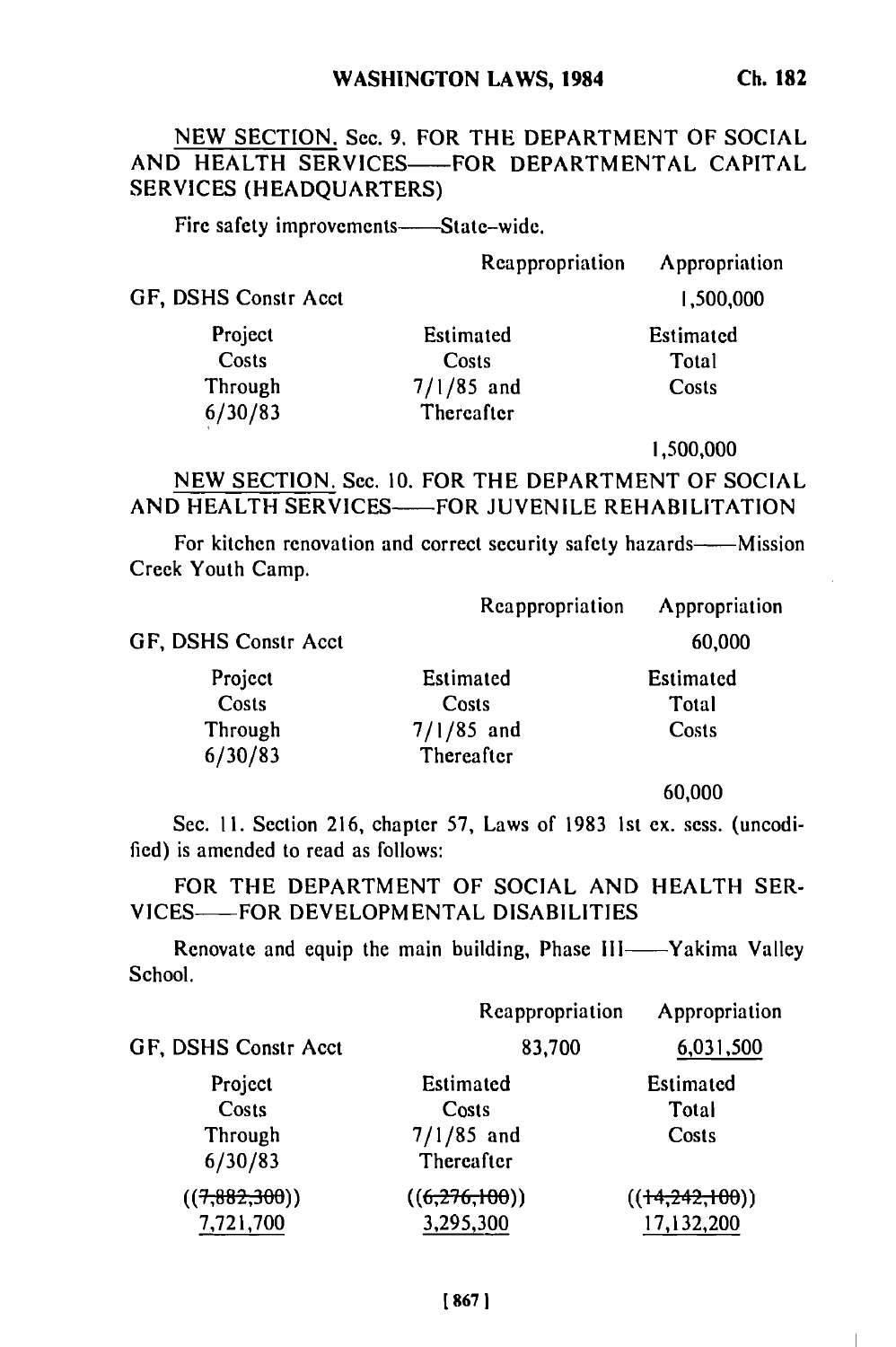NEW SECTION. Sec. 9. FOR THE DEPARTMENT OF SOCIAL AND HEALTH SERVICES——FOR DEPARTMENTAL CAPITAL SERVICES (HEADQUARTERS)

Fire safety improvements——State-wide.

| | Reappropriation | Appropriation |
|---|---|---|
| GF, DSHS Constr Acct | | 1,500,000 |
| Project Costs Through 6/30/83 | Estimated Costs 7/1/85 and Thereafter | Estimated Total Costs |
| | | 1,500,000 |

NEW SECTION. Sec. 10. FOR THE DEPARTMENT OF SOCIAL AND HEALTH SERVICES——FOR JUVENILE REHABILITATION

For kitchen renovation and correct security safety hazards——Mission Creek Youth Camp.

| | Reappropriation | Appropriation |
|---|---|---|
| GF, DSHS Constr Acct | | 60,000 |
| Project Costs Through 6/30/83 | Estimated Costs 7/1/85 and Thereafter | Estimated Total Costs |
| | | 60,000 |

Sec. 11. Section 216, chapter 57, Laws of 1983 1st ex. sess. (uncodified) is amended to read as follows:

FOR THE DEPARTMENT OF SOCIAL AND HEALTH SERVICES——FOR DEVELOPMENTAL DISABILITIES

Renovate and equip the main building, Phase III——Yakima Valley School.

| | Reappropriation | Appropriation |
|---|---|---|
| GF, DSHS Constr Acct | 83,700 | <u>6,031,500</u> |
| Project Costs Through 6/30/83 | Estimated Costs 7/1/85 and Thereafter | Estimated Total Costs |
| ((~~7,882,300~~)) <u>7,721,700</u> | ((~~6,276,100~~)) <u>3,295,300</u> | ((~~14,242,100~~)) <u>17,132,200</u> |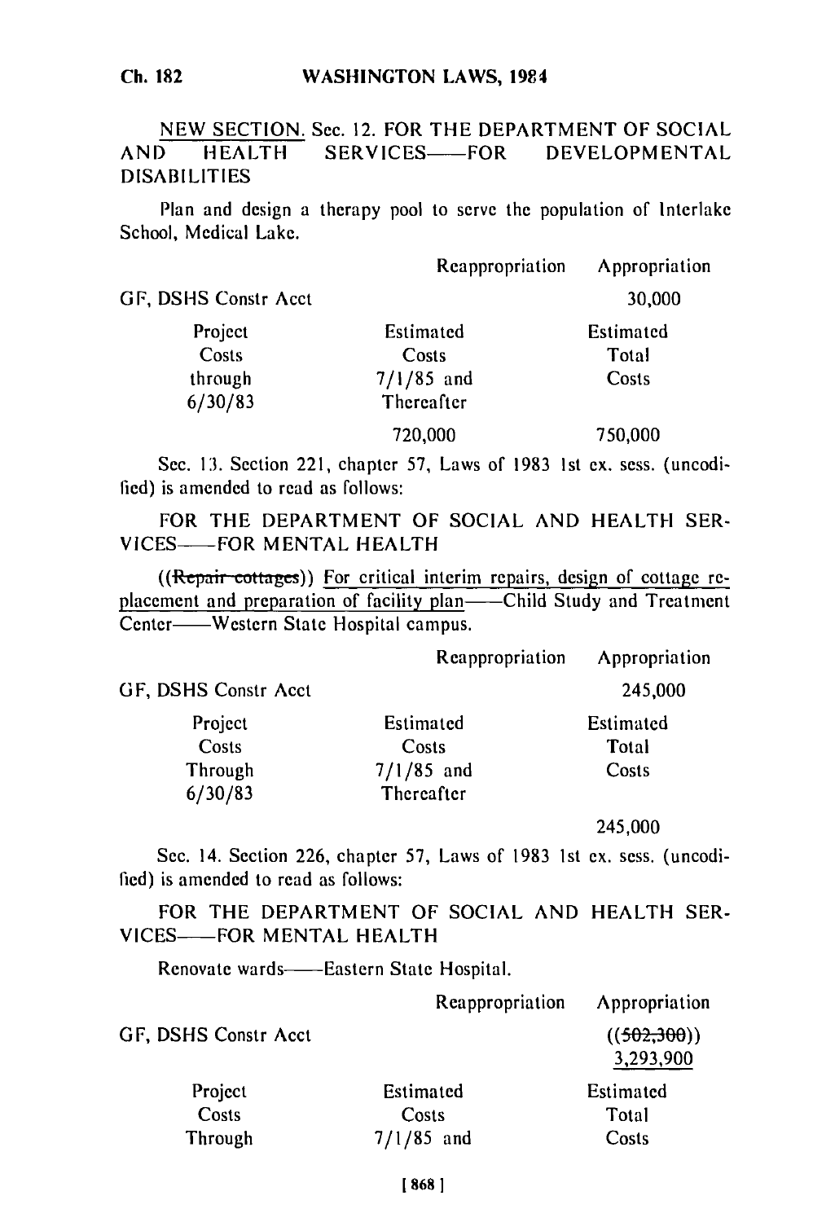NEW SECTION. Sec. 12. FOR THE DEPARTMENT OF SOCIAL AND HEALTH SERVICES—FOR DEVELOPMENTAL DISABILITIES

Plan and design a therapy pool to serve the population of Interlake School, Medical Lake.

| | Reappropriation | Appropriation |
|---|---|---|
| GF, DSHS Constr Acct | | 30,000 |
| Project Costs through 6/30/83 | Estimated Costs 7/1/85 and Thereafter | Estimated Total Costs |
| | 720,000 | 750,000 |

Sec. 13. Section 221, chapter 57, Laws of 1983 1st ex. sess. (uncodified) is amended to read as follows:

FOR THE DEPARTMENT OF SOCIAL AND HEALTH SERVICES—FOR MENTAL HEALTH

((~~Repair cottages~~)) For critical interim repairs, design of cottage replacement and preparation of facility plan—Child Study and Treatment Center—Western State Hospital campus.

| | Reappropriation | Appropriation |
|---|---|---|
| GF, DSHS Constr Acct | | 245,000 |
| Project Costs Through 6/30/83 | Estimated Costs 7/1/85 and Thereafter | Estimated Total Costs |
| | | 245,000 |

Sec. 14. Section 226, chapter 57, Laws of 1983 1st ex. sess. (uncodified) is amended to read as follows:

FOR THE DEPARTMENT OF SOCIAL AND HEALTH SERVICES—FOR MENTAL HEALTH

Renovate wards—Eastern State Hospital.

| | Reappropriation | Appropriation |
|---|---|---|
| GF, DSHS Constr Acct | | ((~~502,300~~)) 3,293,900 |
| Project Costs Through | Estimated Costs 7/1/85 and | Estimated Total Costs |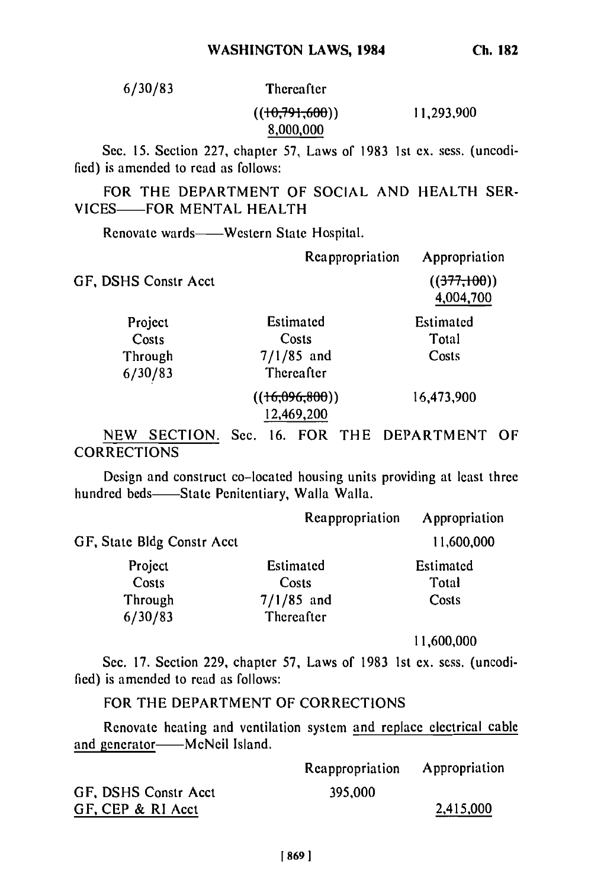| 6/30/83 | Thereafter | |
|---|---|---|
| | ((~~10,791,600~~)) 8,000,000 | 11,293,900 |

Sec. 15. Section 227, chapter 57, Laws of 1983 1st ex. sess. (uncodified) is amended to read as follows:

FOR THE DEPARTMENT OF SOCIAL AND HEALTH SERVICES——FOR MENTAL HEALTH

Renovate wards——Western State Hospital.

| | Reappropriation | Appropriation |
|---|---|---|
| GF, DSHS Constr Acct | | ((~~377,100~~)) 4,004,700 |

| Project Costs Through 6/30/83 | Estimated Costs 7/1/85 and Thereafter | Estimated Total Costs |
|---|---|---|
| | ((~~16,096,800~~)) 12,469,200 | 16,473,900 |

NEW SECTION. Sec. 16. FOR THE DEPARTMENT OF CORRECTIONS

Design and construct co-located housing units providing at least three hundred beds——State Penitentiary, Walla Walla.

| | Reappropriation | Appropriation |
|---|---|---|
| GF, State Bldg Constr Acct | | 11,600,000 |

| Project Costs Through 6/30/83 | Estimated Costs 7/1/85 and Thereafter | Estimated Total Costs |
|---|---|---|
| | | 11,600,000 |

Sec. 17. Section 229, chapter 57, Laws of 1983 1st ex. sess. (uncodified) is amended to read as follows:

FOR THE DEPARTMENT OF CORRECTIONS

Renovate heating and ventilation system and replace electrical cable and generator——McNeil Island.

| | Reappropriation | Appropriation |
|---|---|---|
| GF, DSHS Constr Acct | 395,000 | |
| GF, CEP & RI Acct | | 2,415,000 |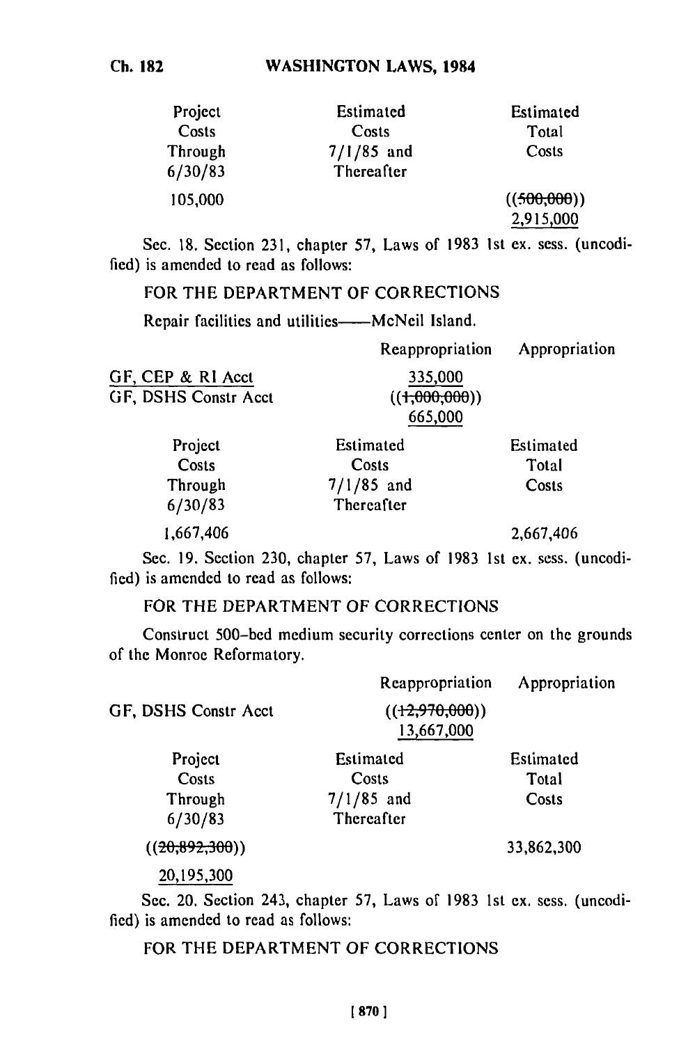| Project Costs Through 6/30/83 | Estimated Costs 7/1/85 and Thereafter | Estimated Total Costs |
|---|---|---|
| 105,000 | | ((~~500,000~~)) <u>2,915,000</u> |

Sec. 18. Section 231, chapter 57, Laws of 1983 1st ex. sess. (uncodified) is amended to read as follows:

FOR THE DEPARTMENT OF CORRECTIONS

Repair facilities and utilities——McNeil Island.

| | Reappropriation | Appropriation |
|---|---|---|
| <u>GF, CEP & RI Acct</u> | <u>335,000</u> | |
| GF, DSHS Constr Acct | ((~~1,000,000~~)) <u>665,000</u> | |

| Project Costs Through 6/30/83 | Estimated Costs 7/1/85 and Thereafter | Estimated Total Costs |
|---|---|---|
| 1,667,406 | | 2,667,406 |

Sec. 19. Section 230, chapter 57, Laws of 1983 1st ex. sess. (uncodified) is amended to read as follows:

FOR THE DEPARTMENT OF CORRECTIONS

Construct 500-bed medium security corrections center on the grounds of the Monroe Reformatory.

| | Reappropriation | Appropriation |
|---|---|---|
| GF, DSHS Constr Acct | ((~~12,970,000~~)) <u>13,667,000</u> | |

| Project Costs Through 6/30/83 | Estimated Costs 7/1/85 and Thereafter | Estimated Total Costs |
|---|---|---|
| ((~~20,892,300~~)) <u>20,195,300</u> | | 33,862,300 |

Sec. 20. Section 243, chapter 57, Laws of 1983 1st ex. sess. (uncodified) is amended to read as follows:

FOR THE DEPARTMENT OF CORRECTIONS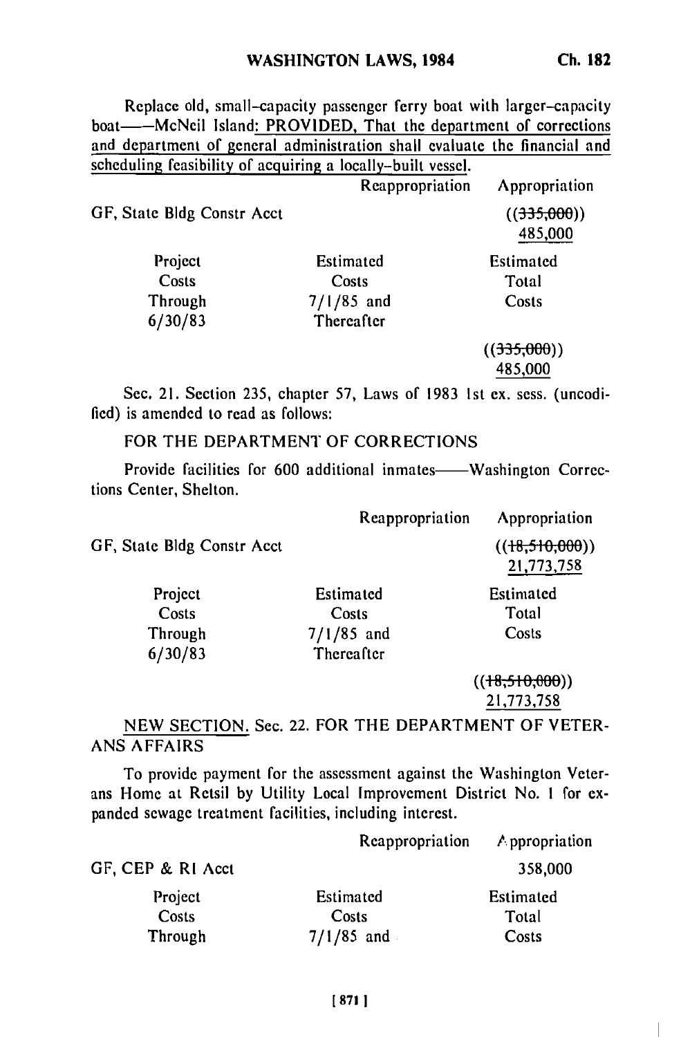Replace old, small-capacity passenger ferry boat with larger-capacity boat——McNeil Island: PROVIDED, That the department of corrections and department of general administration shall evaluate the financial and scheduling feasibility of acquiring a locally-built vessel.

| | Reappropriation | Appropriation |
|---|---|---|
| GF, State Bldg Constr Acct | | ((~~335,000~~)) 485,000 |

| Project Costs Through 6/30/83 | Estimated Costs 7/1/85 and Thereafter | Estimated Total Costs |
|---|---|---|
| | | ((~~335,000~~)) 485,000 |

Sec. 21. Section 235, chapter 57, Laws of 1983 1st ex. sess. (uncodified) is amended to read as follows:

FOR THE DEPARTMENT OF CORRECTIONS

Provide facilities for 600 additional inmates——Washington Corrections Center, Shelton.

| | Reappropriation | Appropriation |
|---|---|---|
| GF, State Bldg Constr Acct | | ((~~18,510,000~~)) 21,773,758 |

| Project Costs Through 6/30/83 | Estimated Costs 7/1/85 and Thereafter | Estimated Total Costs |
|---|---|---|
| | | ((~~18,510,000~~)) 21,773,758 |

NEW SECTION. Sec. 22. FOR THE DEPARTMENT OF VETERANS AFFAIRS

To provide payment for the assessment against the Washington Veterans Home at Retsil by Utility Local Improvement District No. 1 for expanded sewage treatment facilities, including interest.

| | Reappropriation | Appropriation |
|---|---|---|
| GF, CEP & RI Acct | | 358,000 |

| Project Costs Through | Estimated Costs 7/1/85 and | Estimated Total Costs |
|---|---|---|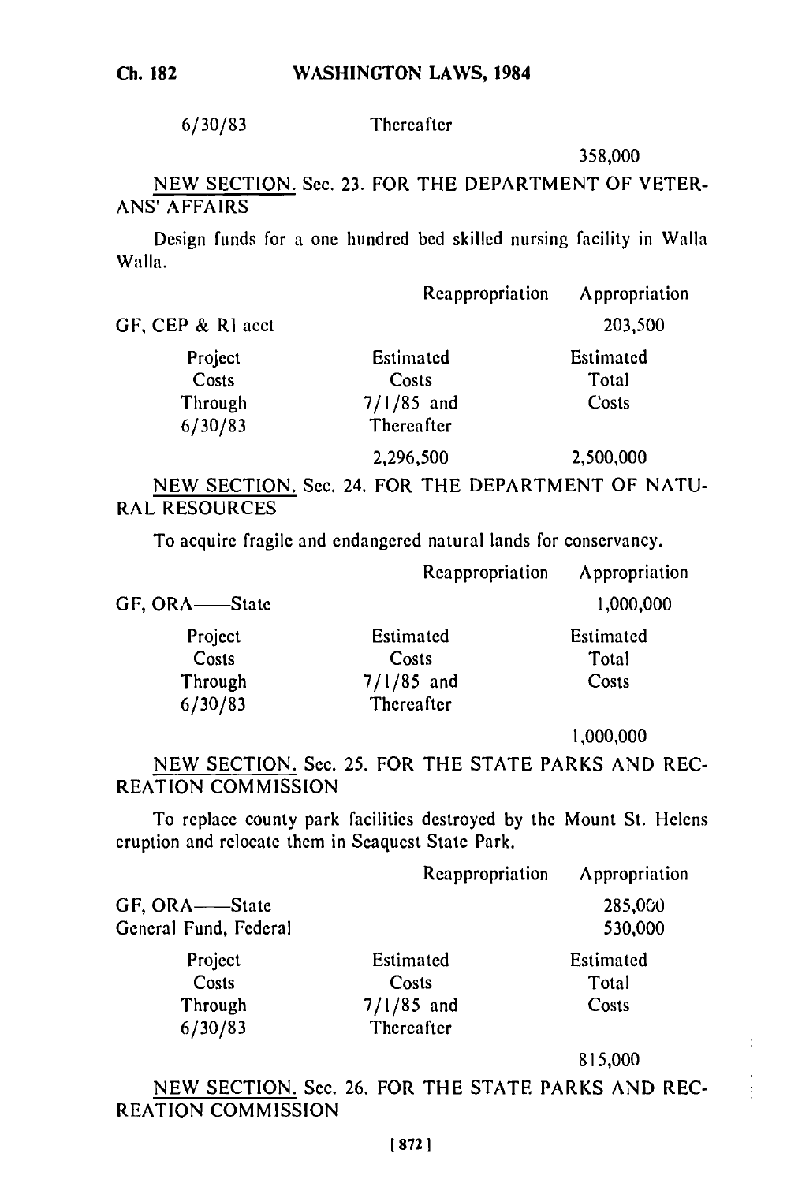| | | |
|---|---|---|
| 6/30/83 | Thereafter | |
| | | 358,000 |

NEW SECTION. Sec. 23. FOR THE DEPARTMENT OF VETERANS' AFFAIRS

Design funds for a one hundred bed skilled nursing facility in Walla Walla.

| | Reappropriation | Appropriation |
|---|---|---|
| GF, CEP & RI acct | | 203,500 |

| Project Costs Through 6/30/83 | Estimated Costs 7/1/85 and Thereafter | Estimated Total Costs |
|---|---|---|
| | 2,296,500 | 2,500,000 |

NEW SECTION. Sec. 24. FOR THE DEPARTMENT OF NATURAL RESOURCES

To acquire fragile and endangered natural lands for conservancy.

| | Reappropriation | Appropriation |
|---|---|---|
| GF, ORA——State | | 1,000,000 |

| Project Costs Through 6/30/83 | Estimated Costs 7/1/85 and Thereafter | Estimated Total Costs |
|---|---|---|
| | | 1,000,000 |

NEW SECTION. Sec. 25. FOR THE STATE PARKS AND RECREATION COMMISSION

To replace county park facilities destroyed by the Mount St. Helens eruption and relocate them in Seaquest State Park.

| | Reappropriation | Appropriation |
|---|---|---|
| GF, ORA——State | | 285,000 |
| General Fund, Federal | | 530,000 |

| Project Costs Through 6/30/83 | Estimated Costs 7/1/85 and Thereafter | Estimated Total Costs |
|---|---|---|
| | | 815,000 |

NEW SECTION. Sec. 26. FOR THE STATE PARKS AND RECREATION COMMISSION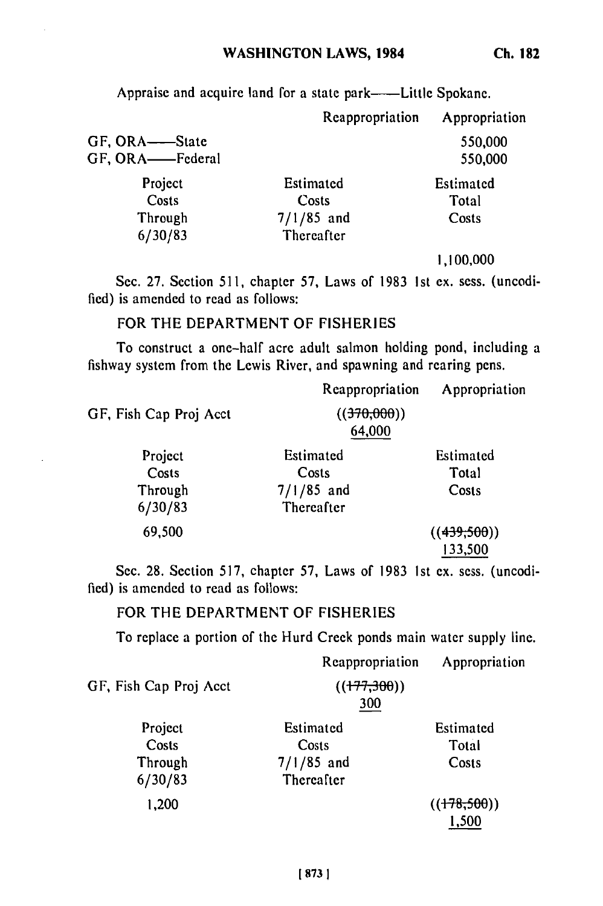Appraise and acquire land for a state park——Little Spokane.

| | Reappropriation | Appropriation |
|---|---|---|
| GF, ORA——State | | 550,000 |
| GF, ORA——Federal | | 550,000 |

| Project Costs Through 6/30/83 | Estimated Costs 7/1/85 and Thereafter | Estimated Total Costs |
|---|---|---|
| | | 1,100,000 |

Sec. 27. Section 511, chapter 57, Laws of 1983 1st ex. sess. (uncodified) is amended to read as follows:

FOR THE DEPARTMENT OF FISHERIES

To construct a one-half acre adult salmon holding pond, including a fishway system from the Lewis River, and spawning and rearing pens.

| | Reappropriation | Appropriation |
|---|---|---|
| GF, Fish Cap Proj Acct | ((~~370,000~~)) <u>64,000</u> | |

| Project Costs Through 6/30/83 | Estimated Costs 7/1/85 and Thereafter | Estimated Total Costs |
|---|---|---|
| 69,500 | | ((~~439,500~~)) <u>133,500</u> |

Sec. 28. Section 517, chapter 57, Laws of 1983 1st ex. sess. (uncodified) is amended to read as follows:

FOR THE DEPARTMENT OF FISHERIES

To replace a portion of the Hurd Creek ponds main water supply line.

| | Reappropriation | Appropriation |
|---|---|---|
| GF, Fish Cap Proj Acct | ((~~177,300~~)) <u>300</u> | |

| Project Costs Through 6/30/83 | Estimated Costs 7/1/85 and Thereafter | Estimated Total Costs |
|---|---|---|
| 1,200 | | ((~~178,500~~)) <u>1,500</u> |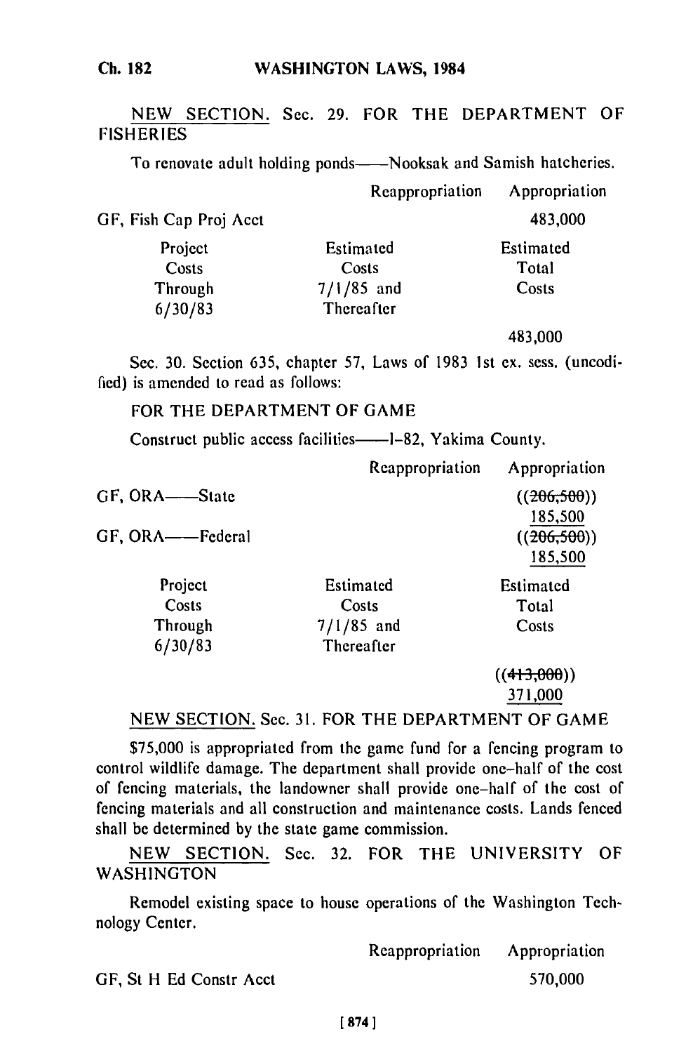NEW SECTION. Sec. 29. FOR THE DEPARTMENT OF FISHERIES

To renovate adult holding ponds——Nooksak and Samish hatcheries.

| | Reappropriation | Appropriation |
|---|---|---|
| GF, Fish Cap Proj Acct | | 483,000 |

| Project Costs Through 6/30/83 | Estimated Costs 7/1/85 and Thereafter | Estimated Total Costs |
|---|---|---|
| | | 483,000 |

Sec. 30. Section 635, chapter 57, Laws of 1983 1st ex. sess. (uncodified) is amended to read as follows:

FOR THE DEPARTMENT OF GAME

Construct public access facilities——I-82, Yakima County.

| | Reappropriation | Appropriation |
|---|---|---|
| GF, ORA——State | | ((~~206,500~~)) 185,500 |
| GF, ORA——Federal | | ((~~206,500~~)) 185,500 |

| Project Costs Through 6/30/83 | Estimated Costs 7/1/85 and Thereafter | Estimated Total Costs |
|---|---|---|
| | | ((~~413,000~~)) 371,000 |

NEW SECTION. Sec. 31. FOR THE DEPARTMENT OF GAME

$75,000 is appropriated from the game fund for a fencing program to control wildlife damage. The department shall provide one-half of the cost of fencing materials, the landowner shall provide one-half of the cost of fencing materials and all construction and maintenance costs. Lands fenced shall be determined by the state game commission.

NEW SECTION. Sec. 32. FOR THE UNIVERSITY OF WASHINGTON

Remodel existing space to house operations of the Washington Technology Center.

| | Reappropriation | Appropriation |
|---|---|---|
| GF, St H Ed Constr Acct | | 570,000 |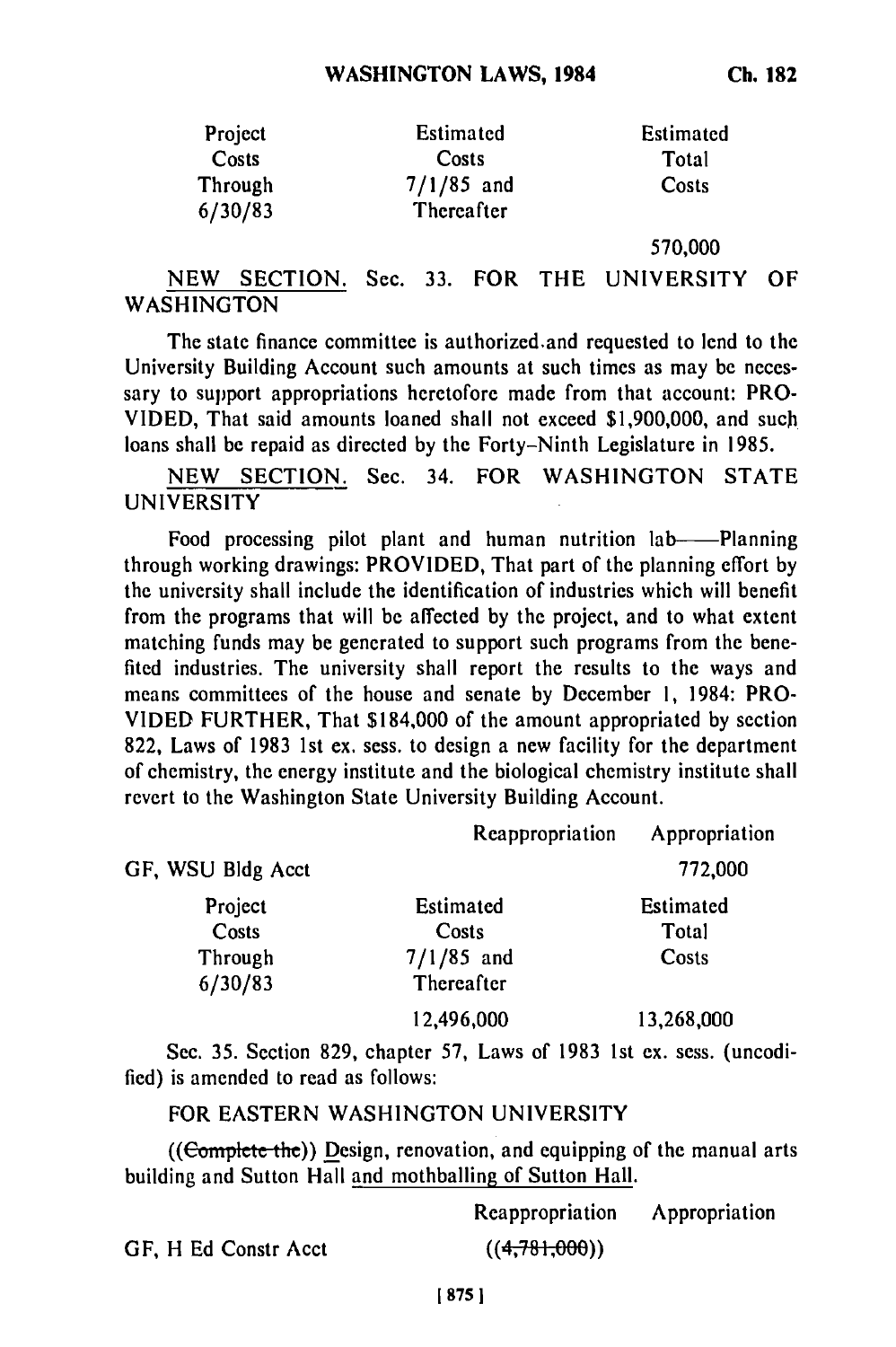| Project Costs Through 6/30/83 | Estimated Costs 7/1/85 and Thereafter | Estimated Total Costs |
|---|---|---|
| | | 570,000 |

NEW SECTION. Sec. 33. FOR THE UNIVERSITY OF WASHINGTON

The state finance committee is authorized and requested to lend to the University Building Account such amounts at such times as may be necessary to support appropriations heretofore made from that account: PROVIDED, That said amounts loaned shall not exceed $1,900,000, and such loans shall be repaid as directed by the Forty-Ninth Legislature in 1985.

NEW SECTION. Sec. 34. FOR WASHINGTON STATE UNIVERSITY

Food processing pilot plant and human nutrition lab——Planning through working drawings: PROVIDED, That part of the planning effort by the university shall include the identification of industries which will benefit from the programs that will be affected by the project, and to what extent matching funds may be generated to support such programs from the benefited industries. The university shall report the results to the ways and means committees of the house and senate by December 1, 1984: PROVIDED FURTHER, That $184,000 of the amount appropriated by section 822, Laws of 1983 1st ex. sess. to design a new facility for the department of chemistry, the energy institute and the biological chemistry institute shall revert to the Washington State University Building Account.

| | Reappropriation | Appropriation |
|---|---|---|
| GF, WSU Bldg Acct | | 772,000 |

| Project Costs Through 6/30/83 | Estimated Costs 7/1/85 and Thereafter | Estimated Total Costs |
|---|---|---|
| | 12,496,000 | 13,268,000 |

Sec. 35. Section 829, chapter 57, Laws of 1983 1st ex. sess. (uncodified) is amended to read as follows:

FOR EASTERN WASHINGTON UNIVERSITY

((~~Complete the~~)) Design, renovation, and equipping of the manual arts building and Sutton Hall and mothballing of Sutton Hall.

| | Reappropriation | Appropriation |
|---|---|---|
| GF, H Ed Constr Acct | ((~~4,781,000~~)) | |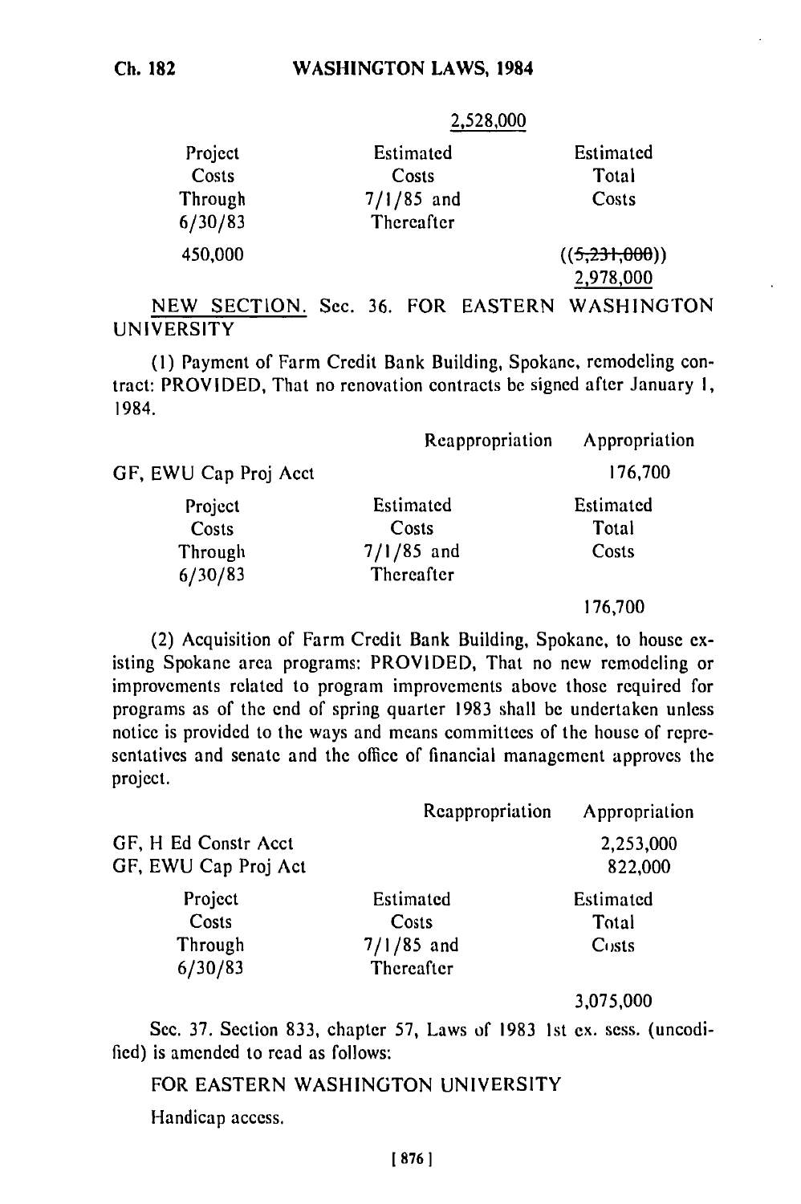2,528,000

| Project Costs Through 6/30/83 | Estimated Costs 7/1/85 and Thereafter | Estimated Total Costs |
|---|---|---|
| 450,000 | | ((~~5,231,000~~)) 2,978,000 |

NEW SECTION. Sec. 36. FOR EASTERN WASHINGTON UNIVERSITY

(1) Payment of Farm Credit Bank Building, Spokane, remodeling contract: PROVIDED, That no renovation contracts be signed after January 1, 1984.

| | Reappropriation | Appropriation |
|---|---|---|
| GF, EWU Cap Proj Acct | | 176,700 |

| Project Costs Through 6/30/83 | Estimated Costs 7/1/85 and Thereafter | Estimated Total Costs |
|---|---|---|
| | | 176,700 |

(2) Acquisition of Farm Credit Bank Building, Spokane, to house existing Spokane area programs: PROVIDED, That no new remodeling or improvements related to program improvements above those required for programs as of the end of spring quarter 1983 shall be undertaken unless notice is provided to the ways and means committees of the house of representatives and senate and the office of financial management approves the project.

| | Reappropriation | Appropriation |
|---|---|---|
| GF, H Ed Constr Acct | | 2,253,000 |
| GF, EWU Cap Proj Act | | 822,000 |

| Project Costs Through 6/30/83 | Estimated Costs 7/1/85 and Thereafter | Estimated Total Costs |
|---|---|---|
| | | 3,075,000 |

Sec. 37. Section 833, chapter 57, Laws of 1983 1st ex. sess. (uncodified) is amended to read as follows:

FOR EASTERN WASHINGTON UNIVERSITY

Handicap access.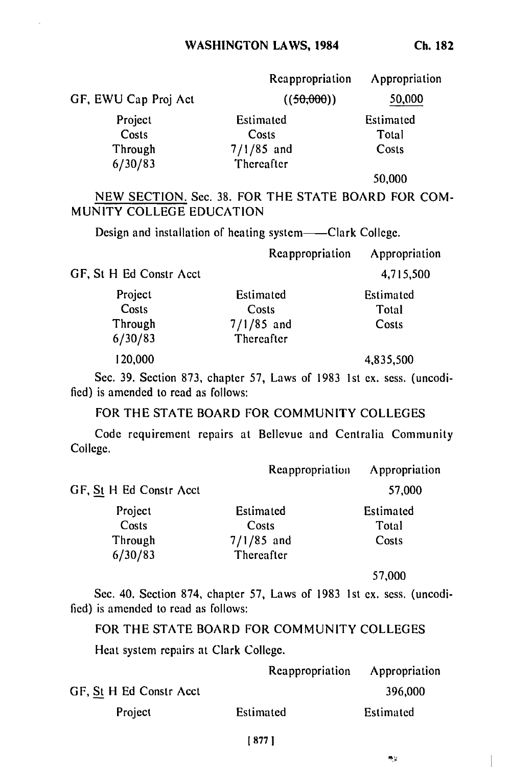| | Reappropriation | Appropriation |
|---|---|---|
| GF, EWU Cap Proj Act | ((~~50,000~~)) | <u>50,000</u> |
| Project Costs Through 6/30/83 | Estimated Costs 7/1/85 and Thereafter | Estimated Total Costs |
| | | 50,000 |

<u>NEW SECTION.</u> Sec. 38. FOR THE STATE BOARD FOR COMMUNITY COLLEGE EDUCATION

Design and installation of heating system——Clark College.

| | Reappropriation | Appropriation |
|---|---|---|
| GF, St H Ed Constr Acct | | 4,715,500 |
| Project Costs Through 6/30/83 | Estimated Costs 7/1/85 and Thereafter | Estimated Total Costs |
| 120,000 | | 4,835,500 |

Sec. 39. Section 873, chapter 57, Laws of 1983 1st ex. sess. (uncodified) is amended to read as follows:

FOR THE STATE BOARD FOR COMMUNITY COLLEGES

Code requirement repairs at Bellevue and Centralia Community College.

| | Reappropriation | Appropriation |
|---|---|---|
| GF, <u>St</u> H Ed Constr Acct | | 57,000 |
| Project Costs Through 6/30/83 | Estimated Costs 7/1/85 and Thereafter | Estimated Total Costs |
| | | 57,000 |

Sec. 40. Section 874, chapter 57, Laws of 1983 1st ex. sess. (uncodified) is amended to read as follows:

FOR THE STATE BOARD FOR COMMUNITY COLLEGES

Heat system repairs at Clark College.

| | Reappropriation | Appropriation |
|---|---|---|
| GF, <u>St</u> H Ed Constr Acct | | 396,000 |
| Project | Estimated | Estimated |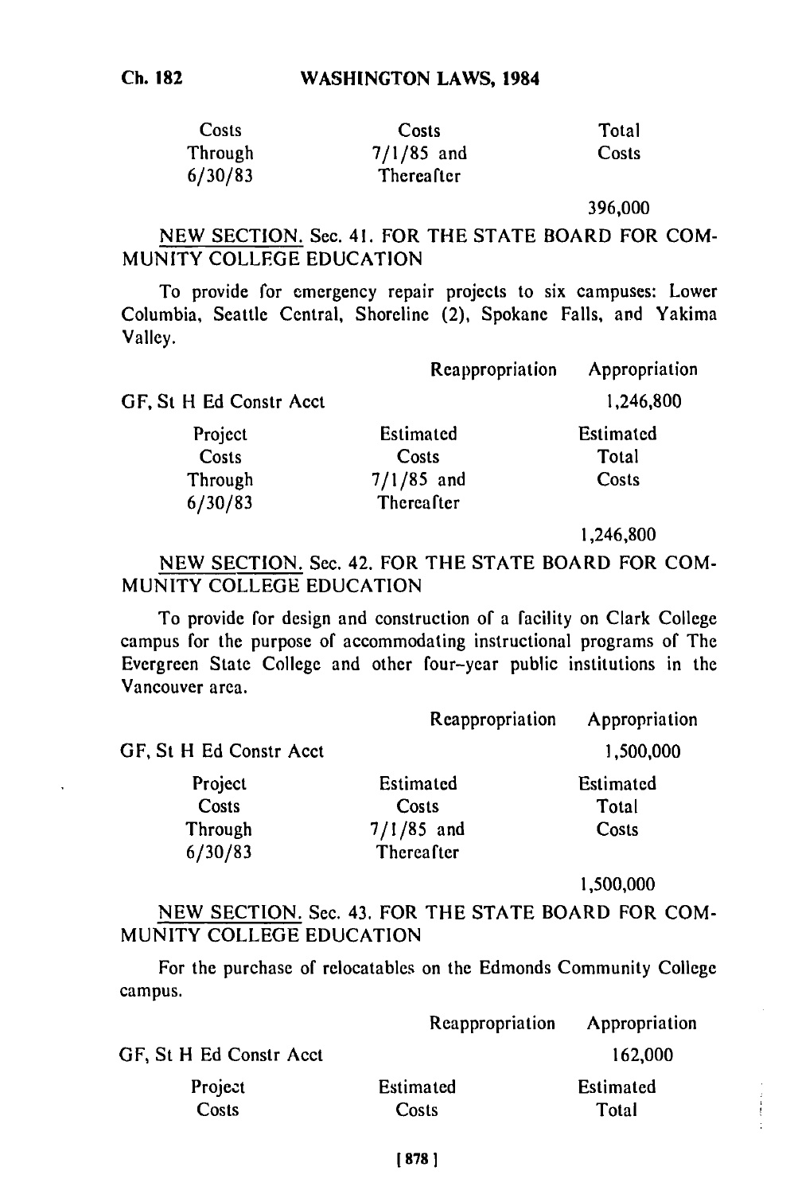| Costs | Costs | Total |
| --- | --- | --- |
| Through | 7/1/85 and | Costs |
| 6/30/83 | Thereafter | |
| | | 396,000 |

NEW SECTION. Sec. 41. FOR THE STATE BOARD FOR COMMUNITY COLLEGE EDUCATION

To provide for emergency repair projects to six campuses: Lower Columbia, Seattle Central, Shoreline (2), Spokane Falls, and Yakima Valley.

| | Reappropriation | Appropriation |
| --- | --- | --- |
| GF, St H Ed Constr Acct | | 1,246,800 |

| Project Costs Through 6/30/83 | Estimated Costs 7/1/85 and Thereafter | Estimated Total Costs |
| --- | --- | --- |
| | | 1,246,800 |

NEW SECTION. Sec. 42. FOR THE STATE BOARD FOR COMMUNITY COLLEGE EDUCATION

To provide for design and construction of a facility on Clark College campus for the purpose of accommodating instructional programs of The Evergreen State College and other four-year public institutions in the Vancouver area.

| | Reappropriation | Appropriation |
| --- | --- | --- |
| GF, St H Ed Constr Acct | | 1,500,000 |

| Project Costs Through 6/30/83 | Estimated Costs 7/1/85 and Thereafter | Estimated Total Costs |
| --- | --- | --- |
| | | 1,500,000 |

NEW SECTION. Sec. 43. FOR THE STATE BOARD FOR COMMUNITY COLLEGE EDUCATION

For the purchase of relocatables on the Edmonds Community College campus.

| | Reappropriation | Appropriation |
| --- | --- | --- |
| GF, St H Ed Constr Acct | | 162,000 |

| Project | Estimated | Estimated |
| --- | --- | --- |
| Costs | Costs | Total |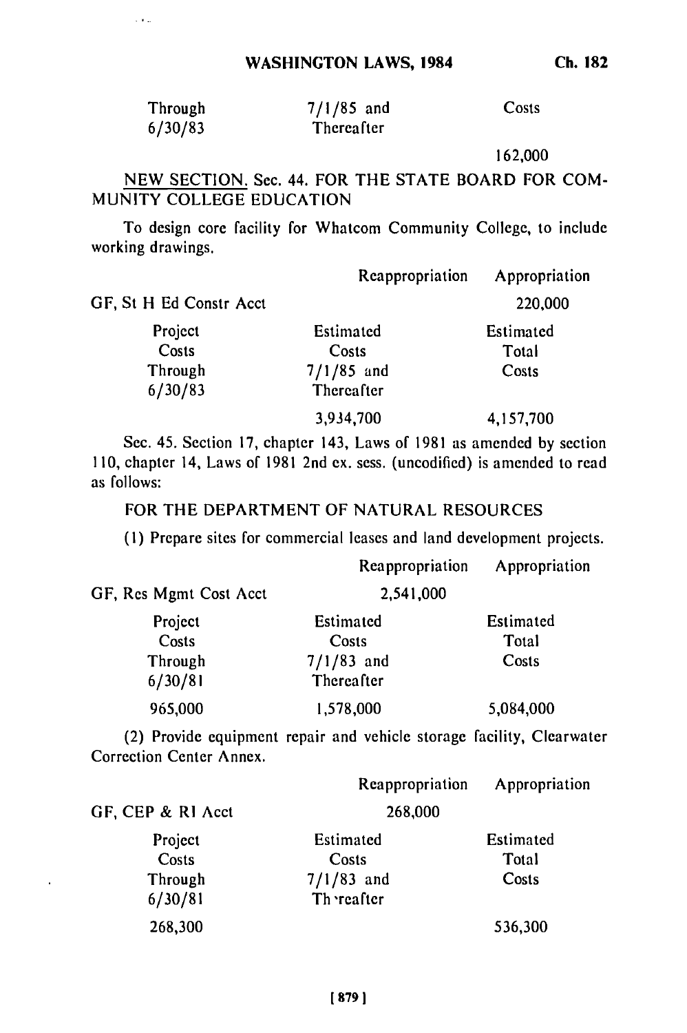| Through 6/30/83 | 7/1/85 and Thereafter | Costs |
|---|---|---|
| | | 162,000 |

NEW SECTION. Sec. 44. FOR THE STATE BOARD FOR COMMUNITY COLLEGE EDUCATION

To design core facility for Whatcom Community College, to include working drawings.

| | Reappropriation | Appropriation |
|---|---|---|
| GF, St H Ed Constr Acct | | 220,000 |

| Project Costs Through 6/30/83 | Estimated Costs 7/1/85 and Thereafter | Estimated Total Costs |
|---|---|---|
| | 3,934,700 | 4,157,700 |

Sec. 45. Section 17, chapter 143, Laws of 1981 as amended by section 110, chapter 14, Laws of 1981 2nd ex. sess. (uncodified) is amended to read as follows:

FOR THE DEPARTMENT OF NATURAL RESOURCES

(1) Prepare sites for commercial leases and land development projects.

| | Reappropriation | Appropriation |
|---|---|---|
| GF, Res Mgmt Cost Acct | 2,541,000 | |

| Project Costs Through 6/30/81 | Estimated Costs 7/1/83 and Thereafter | Estimated Total Costs |
|---|---|---|
| 965,000 | 1,578,000 | 5,084,000 |

(2) Provide equipment repair and vehicle storage facility, Clearwater Correction Center Annex.

| | Reappropriation | Appropriation |
|---|---|---|
| GF, CEP & RI Acct | 268,000 | |

| Project Costs Through 6/30/81 | Estimated Costs 7/1/83 and Thereafter | Estimated Total Costs |
|---|---|---|
| 268,300 | | 536,300 |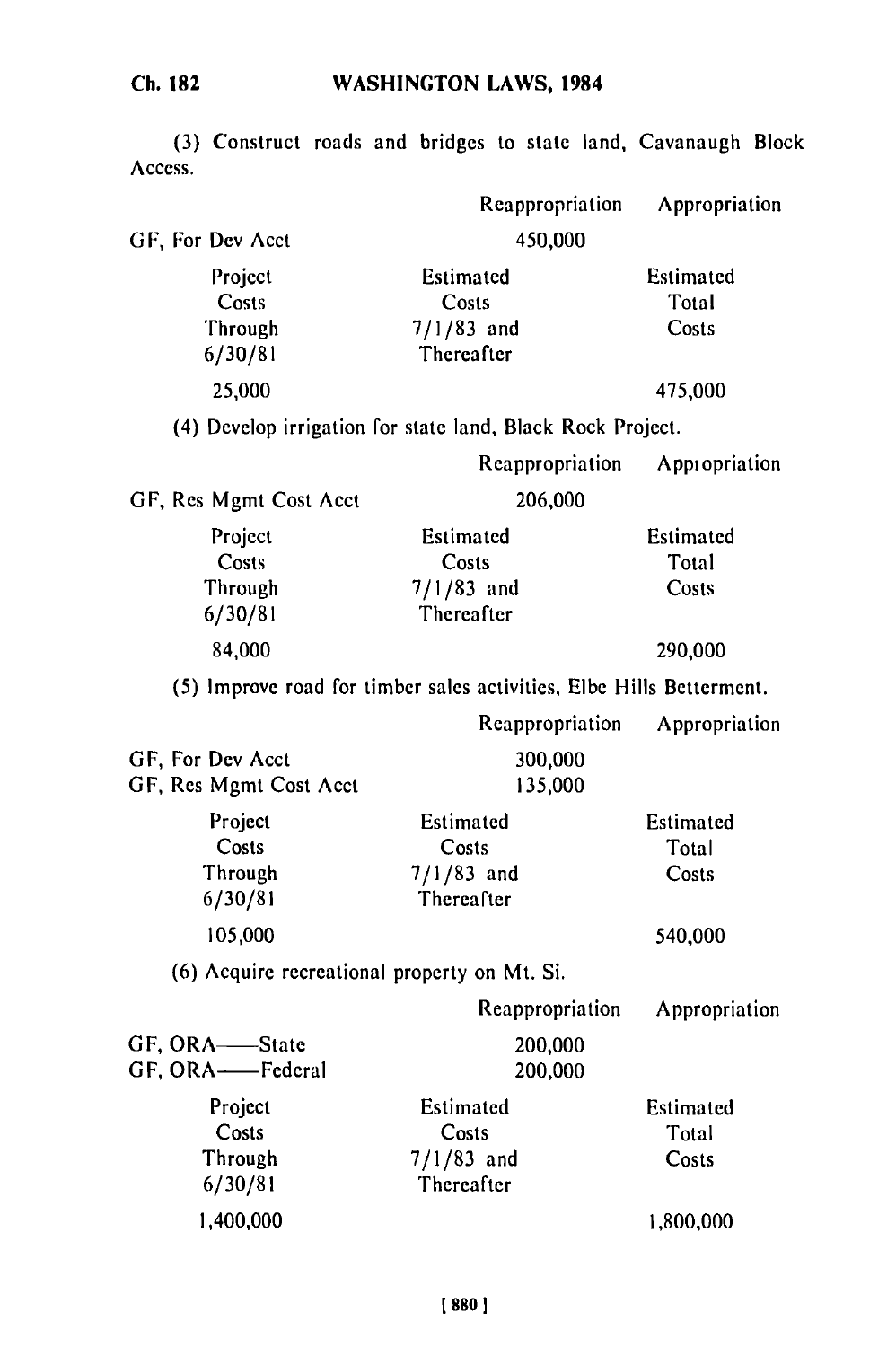(3) Construct roads and bridges to state land, Cavanaugh Block Access.

| | Reappropriation | Appropriation |
|---|---|---|
| GF, For Dev Acct | 450,000 | |

| Project Costs Through 6/30/81 | Estimated Costs 7/1/83 and Thereafter | Estimated Total Costs |
|---|---|---|
| 25,000 | | 475,000 |

(4) Develop irrigation for state land, Black Rock Project.

| | Reappropriation | Appropriation |
|---|---|---|
| GF, Res Mgmt Cost Acct | 206,000 | |

| Project Costs Through 6/30/81 | Estimated Costs 7/1/83 and Thereafter | Estimated Total Costs |
|---|---|---|
| 84,000 | | 290,000 |

(5) Improve road for timber sales activities, Elbe Hills Betterment.

| | Reappropriation | Appropriation |
|---|---|---|
| GF, For Dev Acct | 300,000 | |
| GF, Res Mgmt Cost Acct | 135,000 | |

| Project Costs Through 6/30/81 | Estimated Costs 7/1/83 and Thereafter | Estimated Total Costs |
|---|---|---|
| 105,000 | | 540,000 |

(6) Acquire recreational property on Mt. Si.

| | Reappropriation | Appropriation |
|---|---|---|
| GF, ORA——State | 200,000 | |
| GF, ORA——Federal | 200,000 | |

| Project Costs Through 6/30/81 | Estimated Costs 7/1/83 and Thereafter | Estimated Total Costs |
|---|---|---|
| 1,400,000 | | 1,800,000 |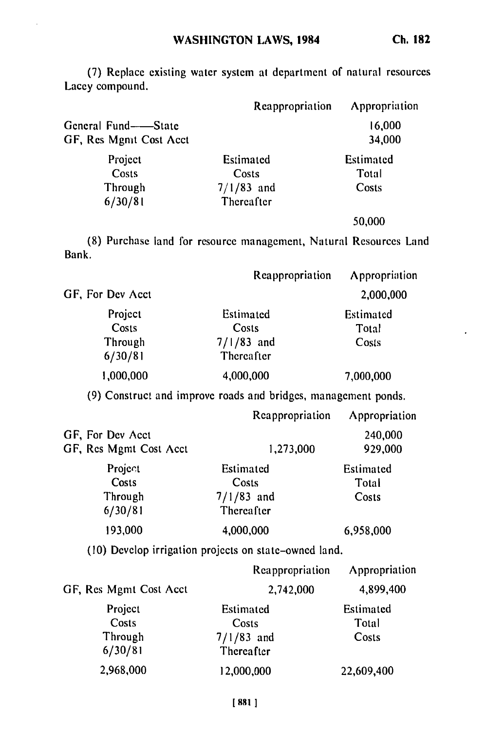(7) Replace existing water system at department of natural resources Lacey compound.

| | Reappropriation | Appropriation |
|---|---|---|
| General Fund——State | | 16,000 |
| GF, Res Mgmt Cost Acct | | 34,000 |

| Project Costs Through 6/30/81 | Estimated Costs 7/1/83 and Thereafter | Estimated Total Costs |
|---|---|---|
| | | 50,000 |

(8) Purchase land for resource management, Natural Resources Land Bank.

| | Reappropriation | Appropriation |
|---|---|---|
| GF, For Dev Acct | | 2,000,000 |

| Project Costs Through 6/30/81 | Estimated Costs 7/1/83 and Thereafter | Estimated Total Costs |
|---|---|---|
| 1,000,000 | 4,000,000 | 7,000,000 |

(9) Construct and improve roads and bridges, management ponds.

| | Reappropriation | Appropriation |
|---|---|---|
| GF, For Dev Acct | | 240,000 |
| GF, Res Mgmt Cost Acct | 1,273,000 | 929,000 |

| Project Costs Through 6/30/81 | Estimated Costs 7/1/83 and Thereafter | Estimated Total Costs |
|---|---|---|
| 193,000 | 4,000,000 | 6,958,000 |

(10) Develop irrigation projects on state-owned land.

| | Reappropriation | Appropriation |
|---|---|---|
| GF, Res Mgmt Cost Acct | 2,742,000 | 4,899,400 |

| Project Costs Through 6/30/81 | Estimated Costs 7/1/83 and Thereafter | Estimated Total Costs |
|---|---|---|
| 2,968,000 | 12,000,000 | 22,609,400 |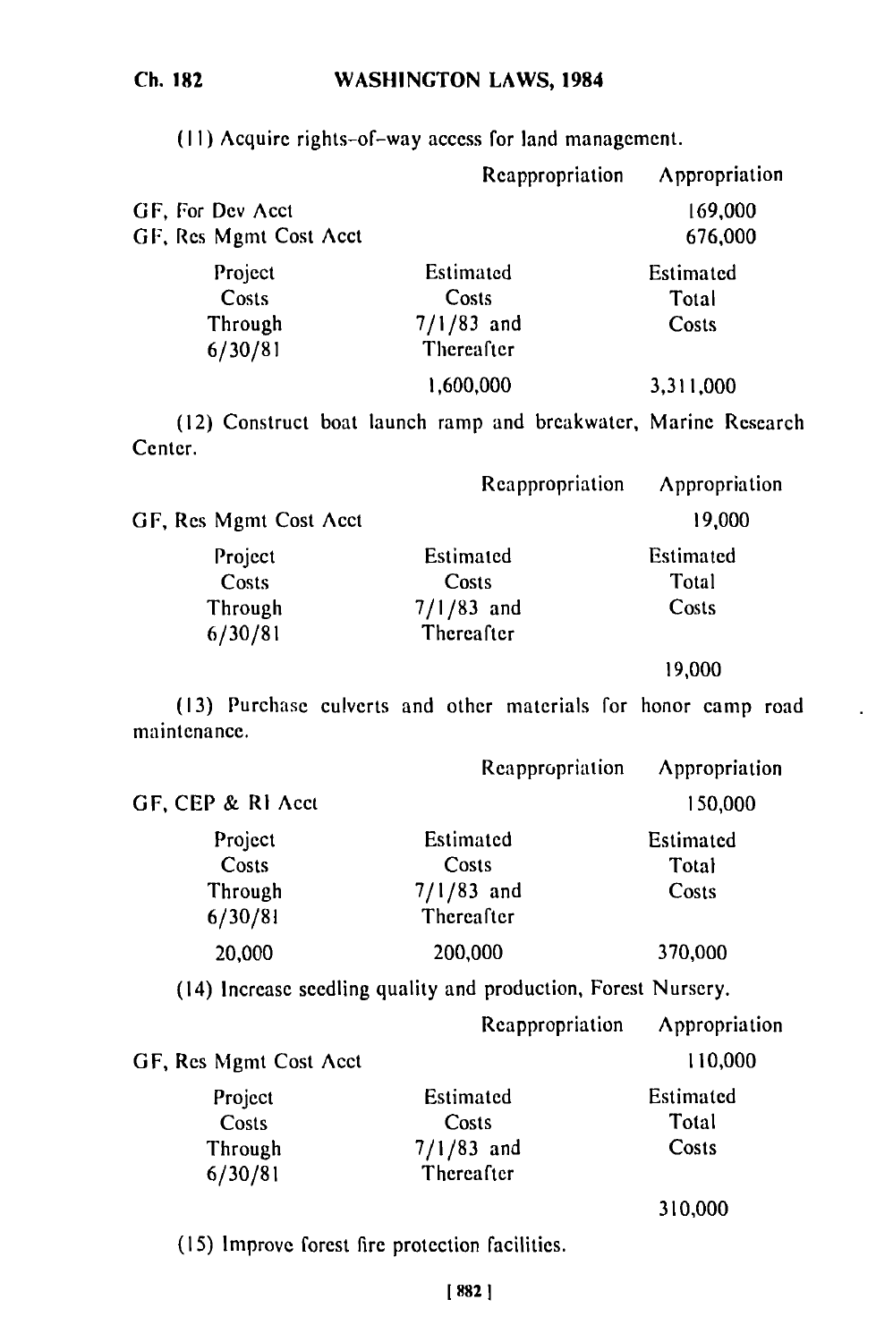(11) Acquire rights-of-way access for land management.

| | Reappropriation | Appropriation |
|---|---|---|
| GF, For Dev Acct | | 169,000 |
| GF, Res Mgmt Cost Acct | | 676,000 |

| Project Costs Through 6/30/81 | Estimated Costs 7/1/83 and Thereafter | Estimated Total Costs |
|---|---|---|
| | 1,600,000 | 3,311,000 |

(12) Construct boat launch ramp and breakwater, Marine Research Center.

| | Reappropriation | Appropriation |
|---|---|---|
| GF, Res Mgmt Cost Acct | | 19,000 |

| Project Costs Through 6/30/81 | Estimated Costs 7/1/83 and Thereafter | Estimated Total Costs |
|---|---|---|
| | | 19,000 |

(13) Purchase culverts and other materials for honor camp road maintenance.

| | Reappropriation | Appropriation |
|---|---|---|
| GF, CEP & RI Acct | | 150,000 |

| Project Costs Through 6/30/81 | Estimated Costs 7/1/83 and Thereafter | Estimated Total Costs |
|---|---|---|
| 20,000 | 200,000 | 370,000 |

(14) Increase seedling quality and production, Forest Nursery.

| | Reappropriation | Appropriation |
|---|---|---|
| GF, Res Mgmt Cost Acct | | 110,000 |

| Project Costs Through 6/30/81 | Estimated Costs 7/1/83 and Thereafter | Estimated Total Costs |
|---|---|---|
| | | 310,000 |

(15) Improve forest fire protection facilities.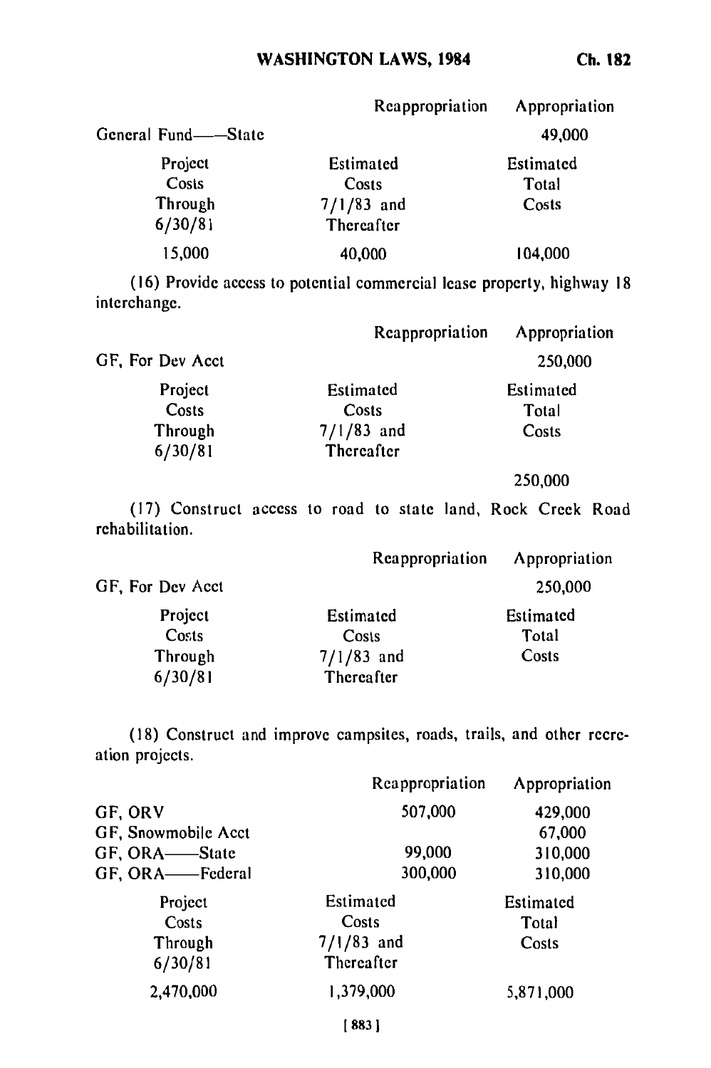| | Reappropriation | Appropriation |
|---|---|---|
| General Fund—State | | 49,000 |

| Project Costs Through 6/30/81 | Estimated Costs 7/1/83 and Thereafter | Estimated Total Costs |
|---|---|---|
| 15,000 | 40,000 | 104,000 |

(16) Provide access to potential commercial lease property, highway 18 interchange.

| | Reappropriation | Appropriation |
|---|---|---|
| GF, For Dev Acct | | 250,000 |

| Project Costs Through 6/30/81 | Estimated Costs 7/1/83 and Thereafter | Estimated Total Costs |
|---|---|---|
| | | 250,000 |

(17) Construct access to road to state land, Rock Creek Road rehabilitation.

| | Reappropriation | Appropriation |
|---|---|---|
| GF, For Dev Acct | | 250,000 |

| Project Costs Through 6/30/81 | Estimated Costs 7/1/83 and Thereafter | Estimated Total Costs |
|---|---|---|
| | | |

(18) Construct and improve campsites, roads, trails, and other recreation projects.

| | Reappropriation | Appropriation |
|---|---|---|
| GF, ORV | 507,000 | 429,000 |
| GF, Snowmobile Acct | | 67,000 |
| GF, ORA—State | 99,000 | 310,000 |
| GF, ORA—Federal | 300,000 | 310,000 |

| Project Costs Through 6/30/81 | Estimated Costs 7/1/83 and Thereafter | Estimated Total Costs |
|---|---|---|
| 2,470,000 | 1,379,000 | 5,871,000 |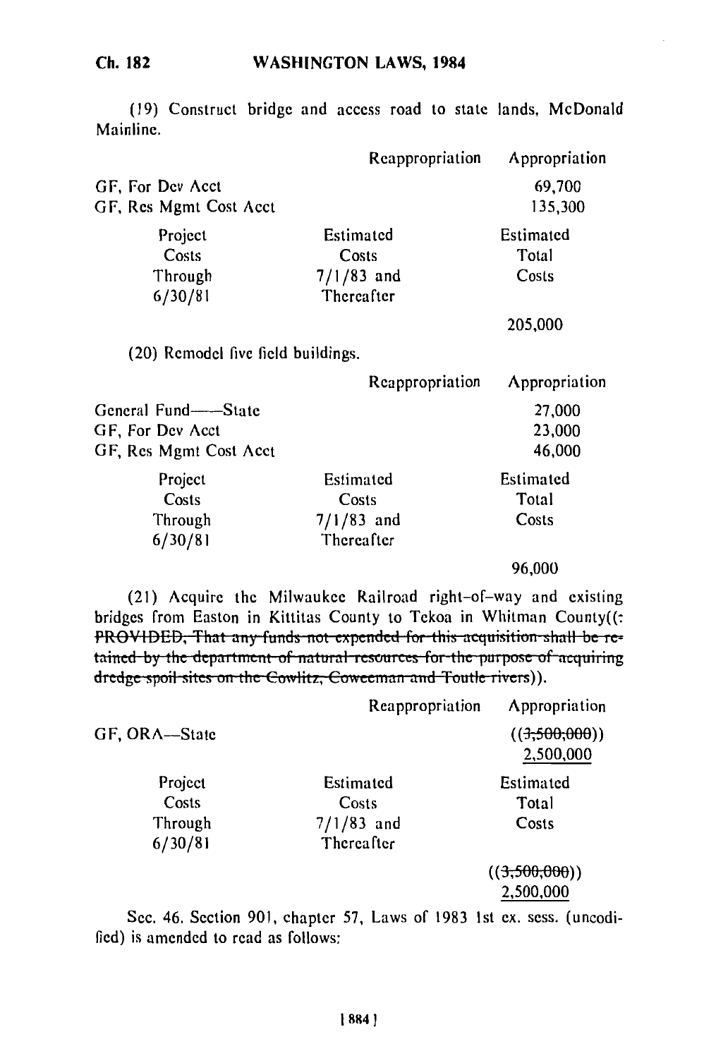(19) Construct bridge and access road to state lands, McDonald Mainline.

| | Reappropriation | Appropriation |
|---|---|---|
| GF, For Dev Acct | | 69,700 |
| GF, Res Mgmt Cost Acct | | 135,300 |

| Project Costs Through 6/30/81 | Estimated Costs 7/1/83 and Thereafter | Estimated Total Costs |
|---|---|---|
| | | 205,000 |

(20) Remodel five field buildings.

| | Reappropriation | Appropriation |
|---|---|---|
| General Fund——State | | 27,000 |
| GF, For Dev Acct | | 23,000 |
| GF, Res Mgmt Cost Acct | | 46,000 |

| Project Costs Through 6/30/81 | Estimated Costs 7/1/83 and Thereafter | Estimated Total Costs |
|---|---|---|
| | | 96,000 |

(21) Acquire the Milwaukee Railroad right-of-way and existing bridges from Easton in Kittitas County to Tekoa in Whitman County((~~: PROVIDED, That any funds not expended for this acquisition shall be retained by the department of natural resources for the purpose of acquiring dredge spoil sites on the Cowlitz, Coweeman and Toutle rivers~~)).

| | Reappropriation | Appropriation |
|---|---|---|
| GF, ORA—State | | ((~~3,500,000~~)) 2,500,000 |

| Project Costs Through 6/30/81 | Estimated Costs 7/1/83 and Thereafter | Estimated Total Costs |
|---|---|---|
| | | ((~~3,500,000~~)) 2,500,000 |

Sec. 46. Section 901, chapter 57, Laws of 1983 1st ex. sess. (uncodified) is amended to read as follows: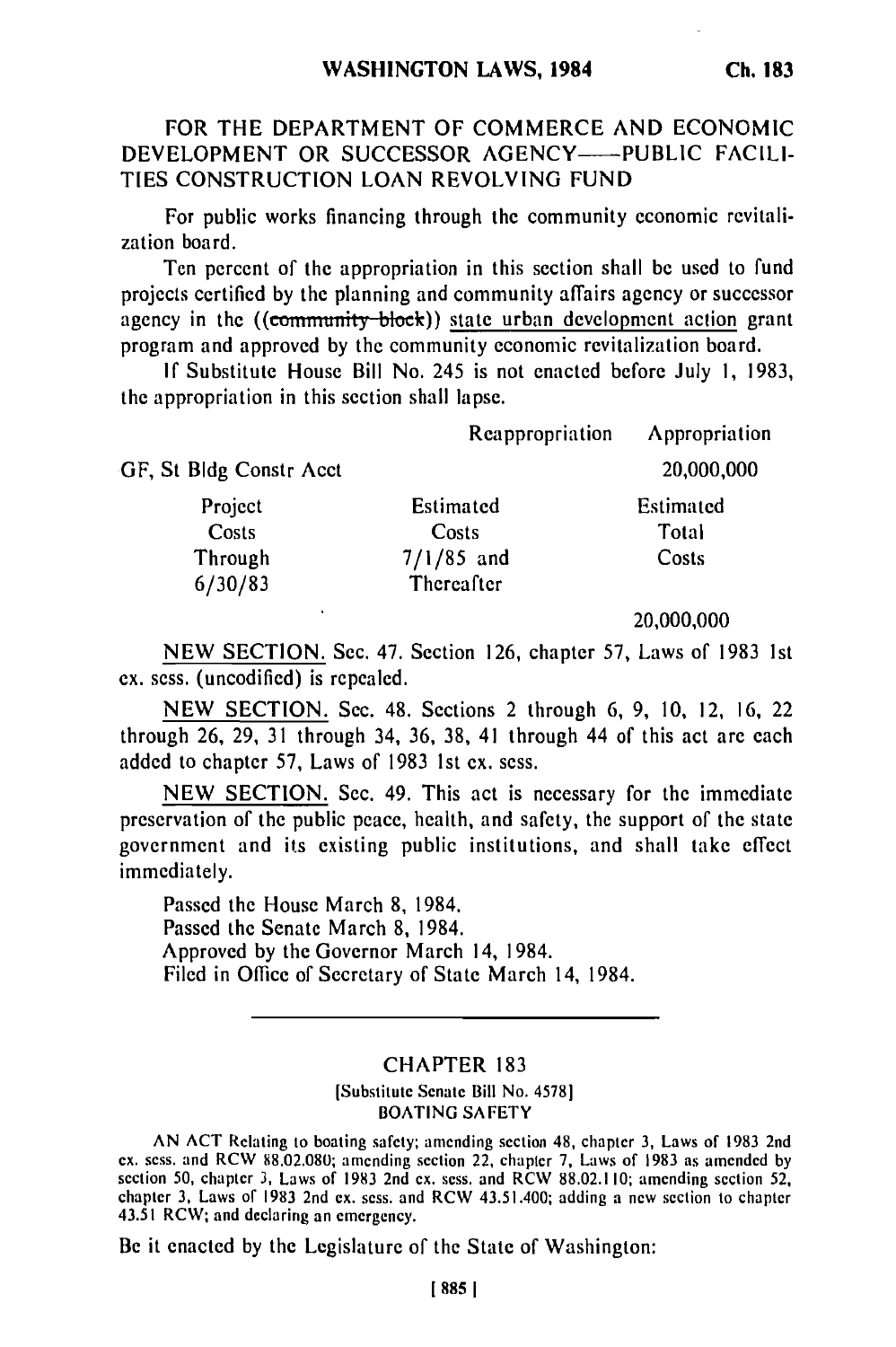FOR THE DEPARTMENT OF COMMERCE AND ECONOMIC DEVELOPMENT OR SUCCESSOR AGENCY—PUBLIC FACILITIES CONSTRUCTION LOAN REVOLVING FUND

For public works financing through the community economic revitalization board.

Ten percent of the appropriation in this section shall be used to fund projects certified by the planning and community affairs agency or successor agency in the ((~~community block~~)) state urban development action grant program and approved by the community economic revitalization board.

If Substitute House Bill No. 245 is not enacted before July 1, 1983, the appropriation in this section shall lapse.

| | Reappropriation | Appropriation |
|---|---|---|
| GF, St Bldg Constr Acct | | 20,000,000 |
| Project Costs Through 6/30/83 | Estimated Costs 7/1/85 and Thereafter | Estimated Total Costs |
| | | 20,000,000 |

NEW SECTION. Sec. 47. Section 126, chapter 57, Laws of 1983 1st ex. sess. (uncodified) is repealed.

NEW SECTION. Sec. 48. Sections 2 through 6, 9, 10, 12, 16, 22 through 26, 29, 31 through 34, 36, 38, 41 through 44 of this act are each added to chapter 57, Laws of 1983 1st ex. sess.

NEW SECTION. Sec. 49. This act is necessary for the immediate preservation of the public peace, health, and safety, the support of the state government and its existing public institutions, and shall take effect immediately.

Passed the House March 8, 1984.
Passed the Senate March 8, 1984.
Approved by the Governor March 14, 1984.
Filed in Office of Secretary of State March 14, 1984.

---

## CHAPTER 183

[Substitute Senate Bill No. 4578]

BOATING SAFETY

AN ACT Relating to boating safety; amending section 48, chapter 3, Laws of 1983 2nd ex. sess. and RCW 88.02.080; amending section 22, chapter 7, Laws of 1983 as amended by section 50, chapter 3, Laws of 1983 2nd ex. sess. and RCW 88.02.110; amending section 52, chapter 3, Laws of 1983 2nd ex. sess. and RCW 43.51.400; adding a new section to chapter 43.51 RCW; and declaring an emergency.

Be it enacted by the Legislature of the State of Washington: